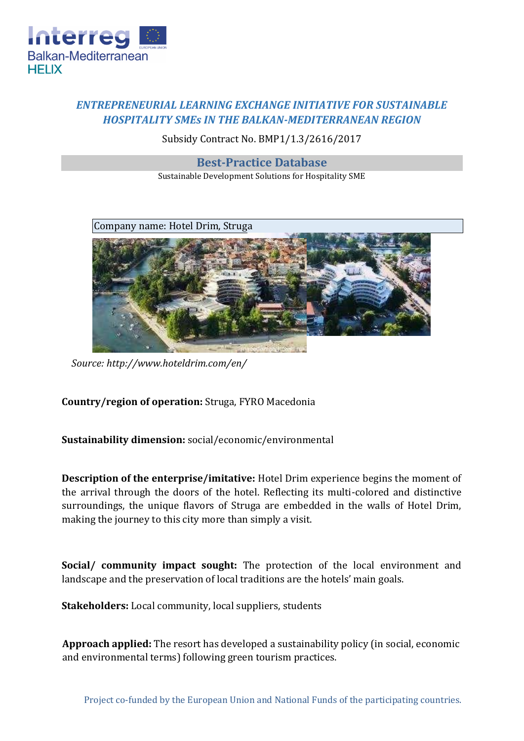*ENTREPRENEURIAL LEARNING EXCHANGE INITIATIVE FOR SUSTAINABLE HOSPITALITY SMEs IN THE BALKAN-MEDITERRANEAN REGION*

Subsidy Contract No. BMP1/1.3/2616/2017

## Best-Practice Database

Sustainable Development Solutions for Hospitality SME

Company name: Hotel Drim, Struga

*Source: http://www.hoteldrim.com/en/*

**Country/region of operation:** Struga, FYRO Macedonia

**Sustainability dimension:** social/economic/environmental

**Description of the enterprise/imitative:** Hotel Drim experience begins the moment of the arrival through the doors of the hotel. Reflecting its multi-colored and distinctive surroundings, the unique flavors of Struga are embedded in the walls of Hotel Drim, making the journey to this city more than simply a visit.

**Social/ community impact sought:** The protection of the local environment and landscape and the preservation of local traditions are the hotels' main goals.

**Stakeholders:** Local community, local suppliers, students

**Approach applied:** The resort has developed a sustainability policy (in social, economic and environmental terms) following green tourism practices.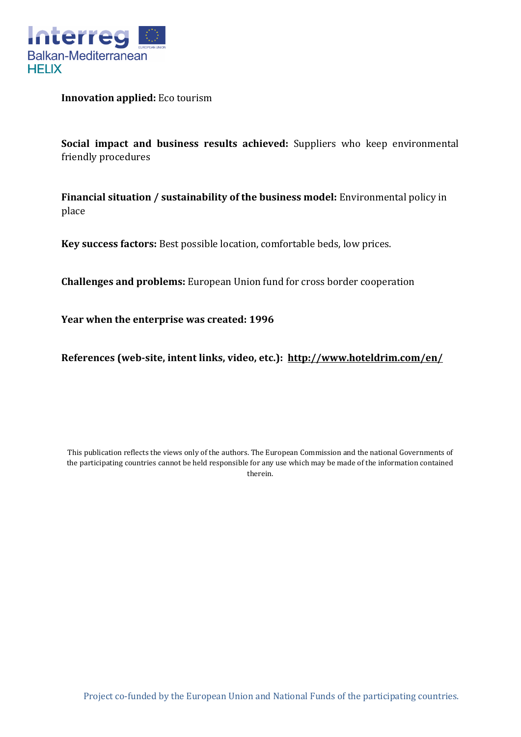**Innovation applied:** Eco tourism

**Social impact and business results achieved:** Suppliers who keep environmental friendly procedures

**Financial situation / sustainability of the business model:** Environmental policy in place

**Key success factors:** Best possible location, comfortable beds, low prices.

**Challenges and problems:** European Union fund for cross border cooperation

**Year when the enterprise was created: 1996**

**References (web-site, intent links, video, etc.):** **http://www.hoteldrim.com/en/**

This publication reflects the views only of the authors. The European Commission and the national Governments of the participating countries cannot be held responsible for any use which may be made of the information contained therein.

Project co-funded by the European Union and National Funds of the participating countries.